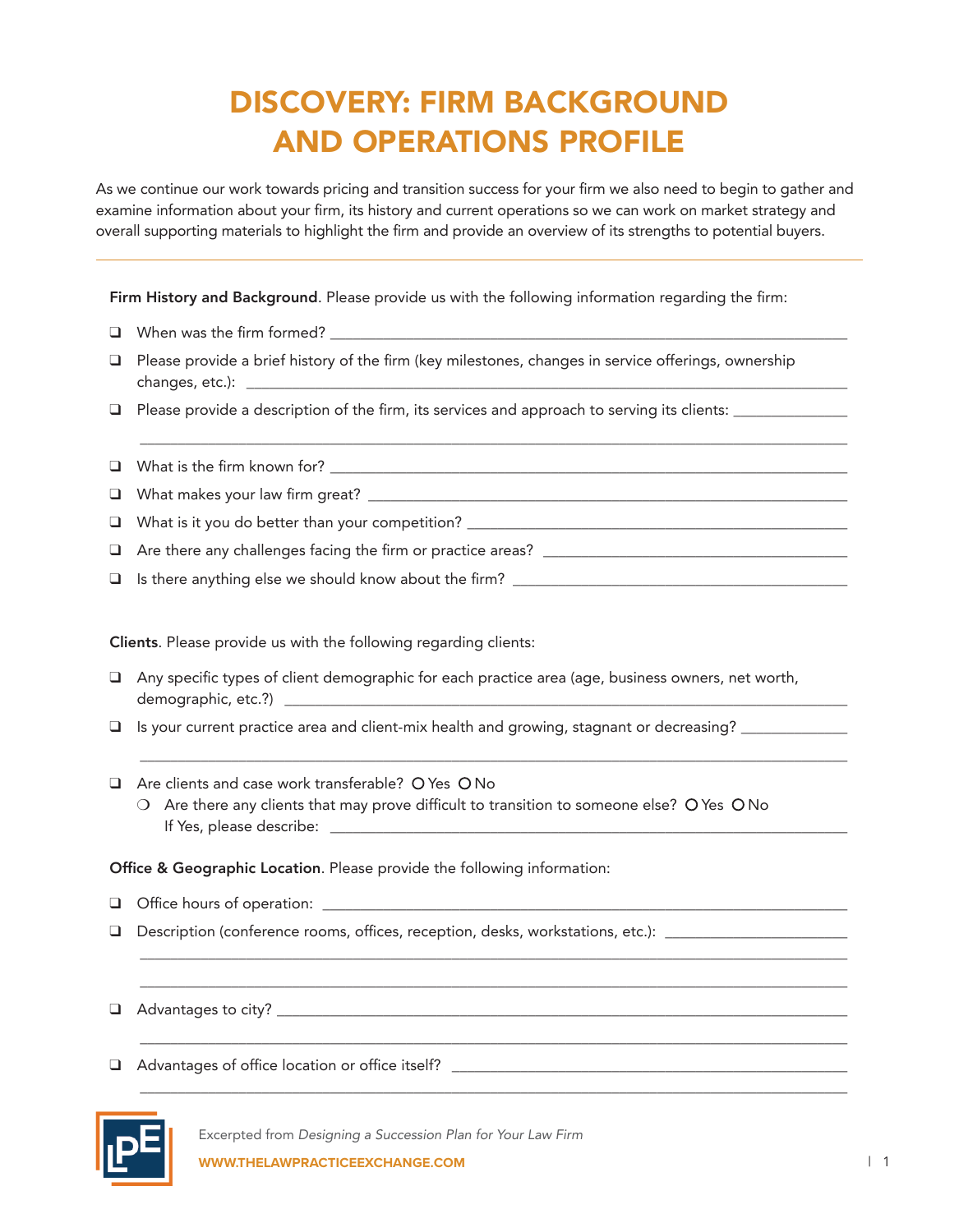# DISCOVERY: FIRM BACKGROUND AND OPERATIONS PROFILE

As we continue our work towards pricing and transition success for your firm we also need to begin to gather and examine information about your firm, its history and current operations so we can work on market strategy and overall supporting materials to highlight the firm and provide an overview of its strengths to potential buyers.

---

**Firm History and Background**. Please provide us with the following information regarding the firm:

- ❑ When was the firm formed? ____________________
- ❑ Please provide a brief history of the firm (key milestones, changes in service offerings, ownership changes, etc.): ____________________
- ❑ Please provide a description of the firm, its services and approach to serving its clients: ____________________
- ❑ What is the firm known for? ____________________
- ❑ What makes your law firm great? ____________________
- ❑ What is it you do better than your competition? ____________________
- ❑ Are there any challenges facing the firm or practice areas? ____________________
- ❑ Is there anything else we should know about the firm? ____________________

**Clients**. Please provide us with the following regarding clients:

- ❑ Any specific types of client demographic for each practice area (age, business owners, net worth, demographic, etc.?) ____________________
- ❑ Is your current practice area and client-mix health and growing, stagnant or decreasing? ____________________
- ❑ Are clients and case work transferable? ○ Yes ○ No
  - ❍ Are there any clients that may prove difficult to transition to someone else? ○ Yes ○ No
    If Yes, please describe: ____________________

**Office & Geographic Location**. Please provide the following information:

- ❑ Office hours of operation: ____________________
- ❑ Description (conference rooms, offices, reception, desks, workstations, etc.): ____________________
- ❑ Advantages to city? ____________________
- ❑ Advantages of office location or office itself? ____________________

Excerpted from *Designing a Succession Plan for Your Law Firm*

**WWW.THELAWPRACTICEEXCHANGE.COM**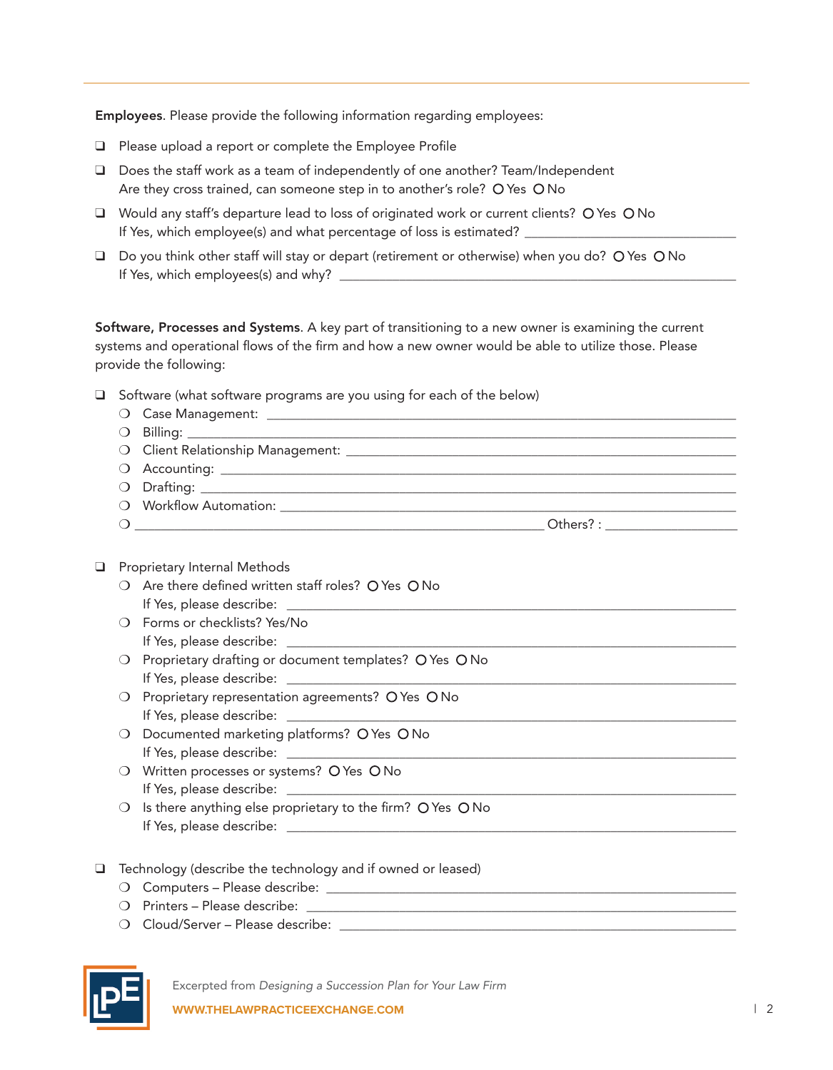**Employees**. Please provide the following information regarding employees:

- ❑ Please upload a report or complete the Employee Profile
- ❑ Does the staff work as a team of independently of one another? Team/Independent
  Are they cross trained, can someone step in to another's role? ○ Yes ○ No
- ❑ Would any staff's departure lead to loss of originated work or current clients? ○ Yes ○ No
  If Yes, which employee(s) and what percentage of loss is estimated? ________________________________
- ❑ Do you think other staff will stay or depart (retirement or otherwise) when you do? ○ Yes ○ No
  If Yes, which employees(s) and why? ________________________________________________________

**Software, Processes and Systems**. A key part of transitioning to a new owner is examining the current systems and operational flows of the firm and how a new owner would be able to utilize those. Please provide the following:

- ❑ Software (what software programs are you using for each of the below)
  - ○ Case Management: ________________________________________________________________
  - ○ Billing: ________________________________________________________________________
  - ○ Client Relationship Management: ____________________________________________________
  - ○ Accounting: _____________________________________________________________________
  - ○ Drafting: _______________________________________________________________________
  - ○ Workflow Automation: _____________________________________________________________
  - ○ _______________________________________________________ Others? : __________________

- ❑ Proprietary Internal Methods
  - ○ Are there defined written staff roles? ○ Yes ○ No
    If Yes, please describe: ______________________________________________________________
  - ○ Forms or checklists? Yes/No
    If Yes, please describe: ______________________________________________________________
  - ○ Proprietary drafting or document templates? ○ Yes ○ No
    If Yes, please describe: ______________________________________________________________
  - ○ Proprietary representation agreements? ○ Yes ○ No
    If Yes, please describe: ______________________________________________________________
  - ○ Documented marketing platforms? ○ Yes ○ No
    If Yes, please describe: ______________________________________________________________
  - ○ Written processes or systems? ○ Yes ○ No
    If Yes, please describe: ______________________________________________________________
  - ○ Is there anything else proprietary to the firm? ○ Yes ○ No
    If Yes, please describe: ______________________________________________________________

- ❑ Technology (describe the technology and if owned or leased)
  - ○ Computers – Please describe: ______________________________________________________
  - ○ Printers – Please describe: ________________________________________________________
  - ○ Cloud/Server – Please describe: ____________________________________________________

Excerpted from *Designing a Succession Plan for Your Law Firm*

**WWW.THELAWPRACTICEEXCHANGE.COM**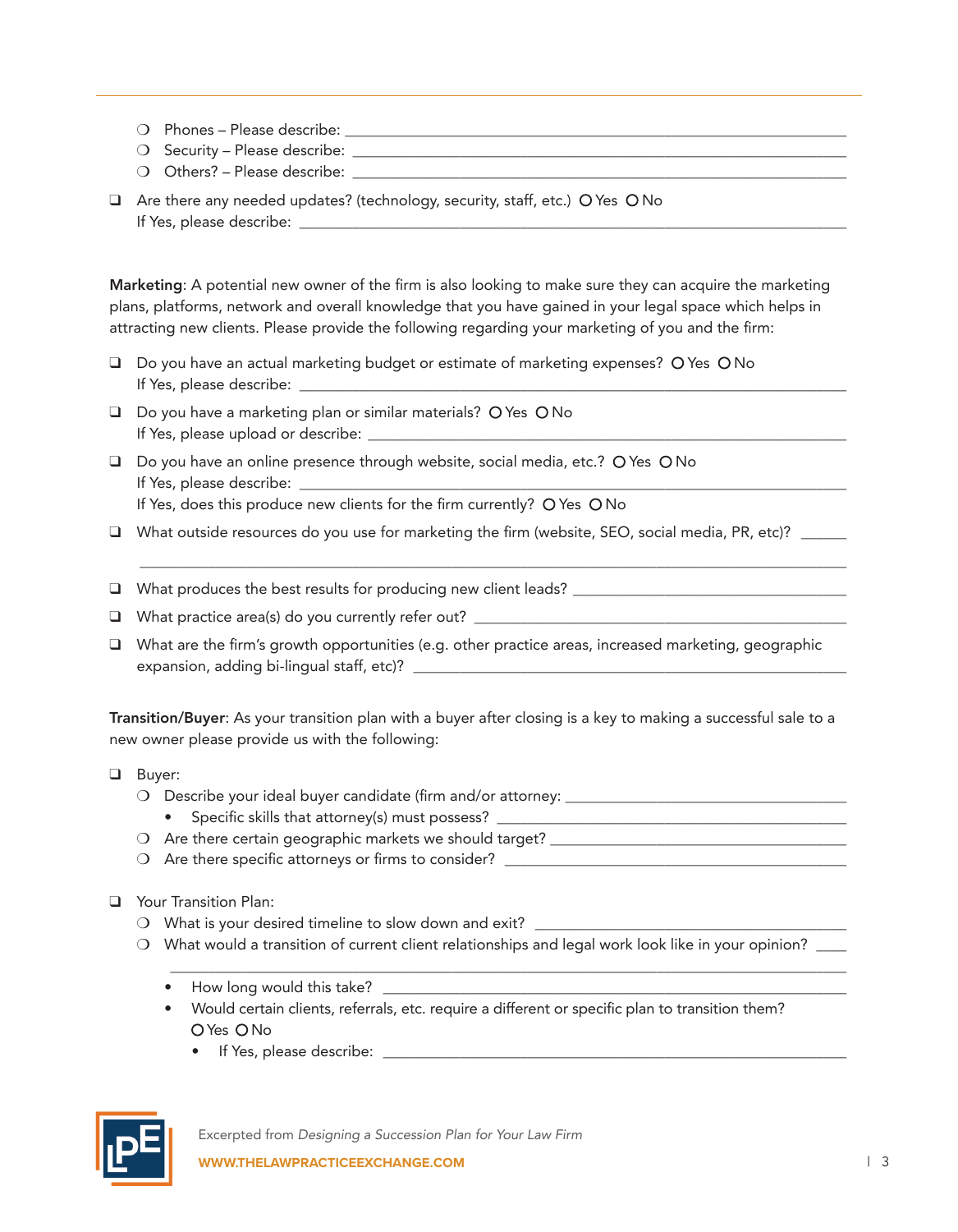- ❍ Phones – Please describe: ____________________
- ❍ Security – Please describe: ____________________
- ❍ Others? – Please describe: ____________________

- ❑ Are there any needed updates? (technology, security, staff, etc.) ○ Yes ○ No
  If Yes, please describe: ____________________

**Marketing**: A potential new owner of the firm is also looking to make sure they can acquire the marketing plans, platforms, network and overall knowledge that you have gained in your legal space which helps in attracting new clients. Please provide the following regarding your marketing of you and the firm:

- ❑ Do you have an actual marketing budget or estimate of marketing expenses? ○ Yes ○ No
  If Yes, please describe: ____________________
- ❑ Do you have a marketing plan or similar materials? ○ Yes ○ No
  If Yes, please upload or describe: ____________________
- ❑ Do you have an online presence through website, social media, etc.? ○ Yes ○ No
  If Yes, please describe: ____________________
  If Yes, does this produce new clients for the firm currently? ○ Yes ○ No
- ❑ What outside resources do you use for marketing the firm (website, SEO, social media, PR, etc)? ____________________
- ❑ What produces the best results for producing new client leads? ____________________
- ❑ What practice area(s) do you currently refer out? ____________________
- ❑ What are the firm's growth opportunities (e.g. other practice areas, increased marketing, geographic expansion, adding bi-lingual staff, etc)? ____________________

**Transition/Buyer**: As your transition plan with a buyer after closing is a key to making a successful sale to a new owner please provide us with the following:

- ❑ Buyer:
  - ❍ Describe your ideal buyer candidate (firm and/or attorney: ____________________
    - Specific skills that attorney(s) must possess? ____________________
  - ❍ Are there certain geographic markets we should target? ____________________
  - ❍ Are there specific attorneys or firms to consider? ____________________

- ❑ Your Transition Plan:
  - ❍ What is your desired timeline to slow down and exit? ____________________
  - ❍ What would a transition of current client relationships and legal work look like in your opinion? ____________________
    - How long would this take? ____________________
    - Would certain clients, referrals, etc. require a different or specific plan to transition them?
      ○ Yes ○ No
      - If Yes, please describe: ____________________

Excerpted from *Designing a Succession Plan for Your Law Firm*

**WWW.THELAWPRACTICEEXCHANGE.COM**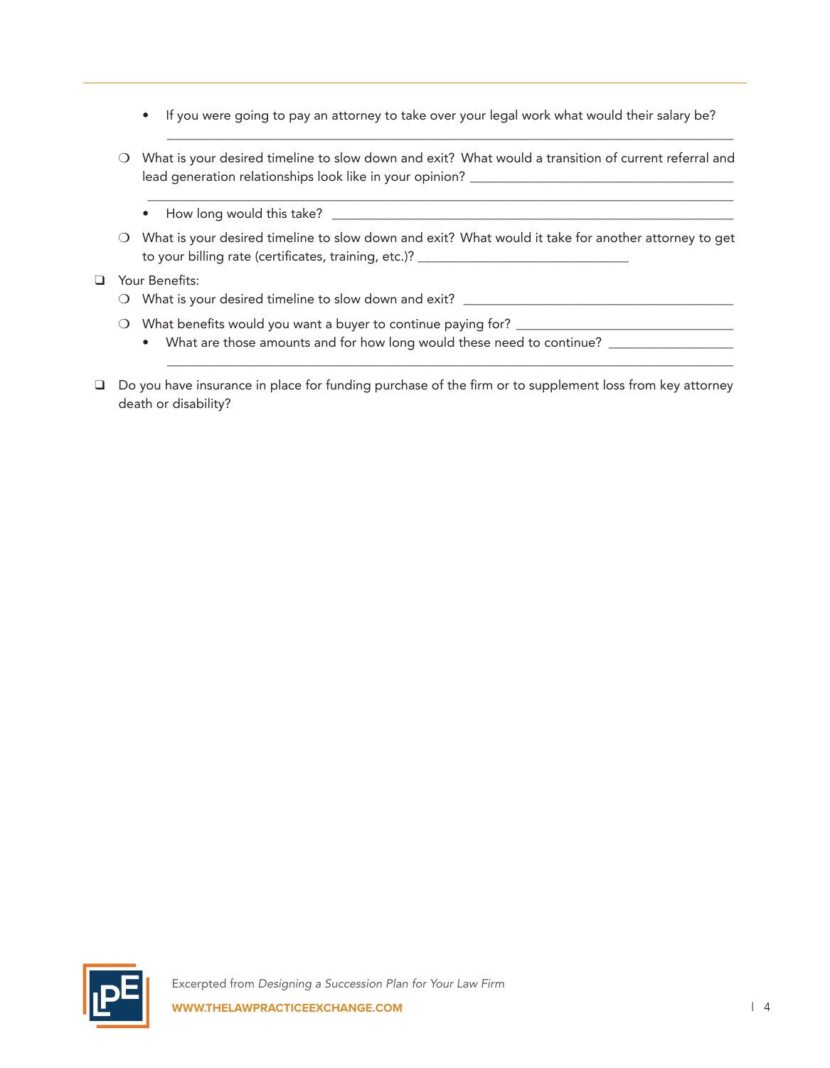- If you were going to pay an attorney to take over your legal work what would their salary be?

  ________________________________________________________________________________

- ❍ What is your desired timeline to slow down and exit? What would a transition of current referral and lead generation relationships look like in your opinion? ______________________________________

  ________________________________________________________________________________

  - How long would this take? ____________________________________________________________

- ❍ What is your desired timeline to slow down and exit? What would it take for another attorney to get to your billing rate (certificates, training, etc.)? ______________________________

❑ Your Benefits:

- ❍ What is your desired timeline to slow down and exit? ______________________________________
- ❍ What benefits would you want a buyer to continue paying for? ______________________________
  - What are those amounts and for how long would these need to continue? __________________

    ________________________________________________________________________________

❑ Do you have insurance in place for funding purchase of the firm or to supplement loss from key attorney death or disability?

Excerpted from *Designing a Succession Plan for Your Law Firm*

WWW.THELAWPRACTICEEXCHANGE.COM